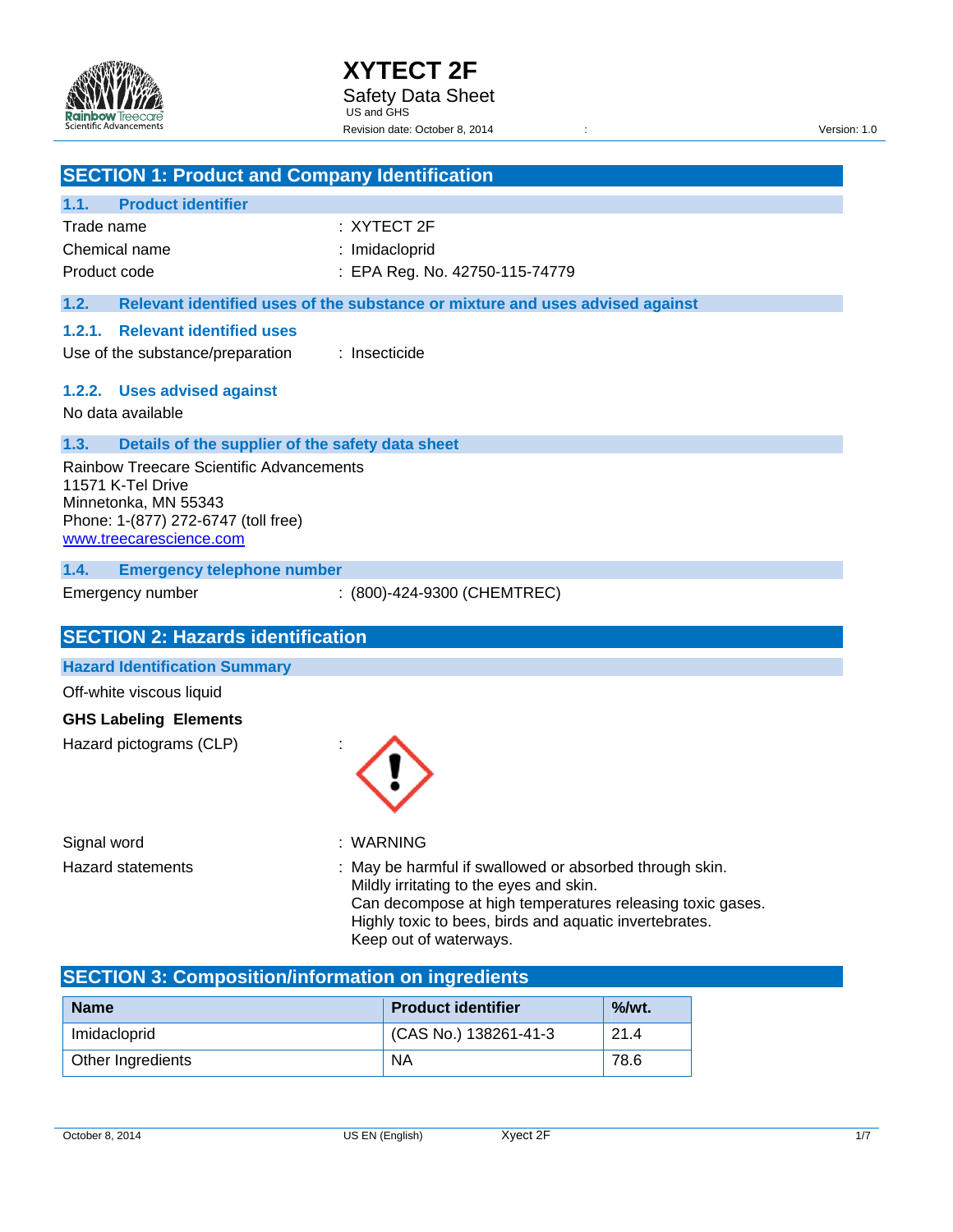# XYTECT 2F

Safety Data Sheet
US and GHS
Revision date: October 8, 2014 : Version: 1.0

## SECTION 1: Product and Company Identification

### 1.1. Product identifier

Trade name : XYTECT 2F
Chemical name : Imidacloprid
Product code : EPA Reg. No. 42750-115-74779

### 1.2. Relevant identified uses of the substance or mixture and uses advised against

#### 1.2.1. Relevant identified uses

Use of the substance/preparation : Insecticide

#### 1.2.2. Uses advised against

No data available

### 1.3. Details of the supplier of the safety data sheet

Rainbow Treecare Scientific Advancements
11571 K-Tel Drive
Minnetonka, MN 55343
Phone: 1-(877) 272-6747 (toll free)
www.treecarescience.com

### 1.4. Emergency telephone number

Emergency number : (800)-424-9300 (CHEMTREC)

## SECTION 2: Hazards identification

### Hazard Identification Summary

Off-white viscous liquid

**GHS Labeling Elements**

Hazard pictograms (CLP) :

Signal word : WARNING

Hazard statements : May be harmful if swallowed or absorbed through skin.
Mildly irritating to the eyes and skin.
Can decompose at high temperatures releasing toxic gases.
Highly toxic to bees, birds and aquatic invertebrates.
Keep out of waterways.

## SECTION 3: Composition/information on ingredients

| Name | Product identifier | %/wt. |
|---|---|---|
| Imidacloprid | (CAS No.) 138261-41-3 | 21.4 |
| Other Ingredients | NA | 78.6 |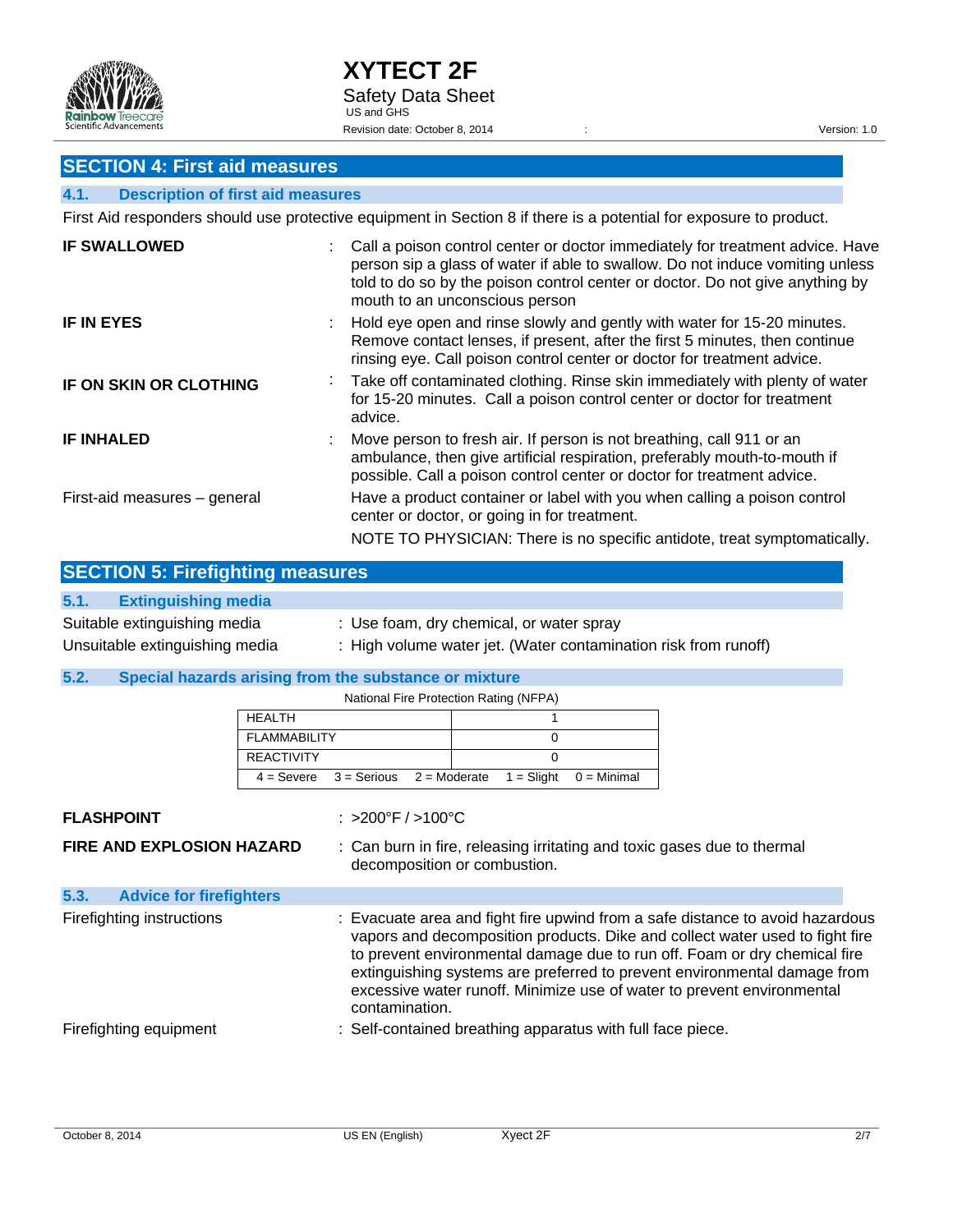## SECTION 4: First aid measures

### 4.1. Description of first aid measures

First Aid responders should use protective equipment in Section 8 if there is a potential for exposure to product.

**IF SWALLOWED** : Call a poison control center or doctor immediately for treatment advice. Have person sip a glass of water if able to swallow. Do not induce vomiting unless told to do so by the poison control center or doctor. Do not give anything by mouth to an unconscious person

**IF IN EYES** : Hold eye open and rinse slowly and gently with water for 15-20 minutes. Remove contact lenses, if present, after the first 5 minutes, then continue rinsing eye. Call poison control center or doctor for treatment advice.

**IF ON SKIN OR CLOTHING** : Take off contaminated clothing. Rinse skin immediately with plenty of water for 15-20 minutes. Call a poison control center or doctor for treatment advice.

**IF INHALED** : Move person to fresh air. If person is not breathing, call 911 or an ambulance, then give artificial respiration, preferably mouth-to-mouth if possible. Call a poison control center or doctor for treatment advice.

First-aid measures – general : Have a product container or label with you when calling a poison control center or doctor, or going in for treatment.

NOTE TO PHYSICIAN: There is no specific antidote, treat symptomatically.

## SECTION 5: Firefighting measures

### 5.1. Extinguishing media

Suitable extinguishing media : Use foam, dry chemical, or water spray

Unsuitable extinguishing media : High volume water jet. (Water contamination risk from runoff)

### 5.2. Special hazards arising from the substance or mixture

National Fire Protection Rating (NFPA)

| | |
|---|---|
| HEALTH | 1 |
| FLAMMABILITY | 0 |
| REACTIVITY | 0 |
| 4 = Severe 3 = Serious 2 = Moderate 1 = Slight 0 = Minimal | |

**FLASHPOINT** : >200°F / >100°C

**FIRE AND EXPLOSION HAZARD** : Can burn in fire, releasing irritating and toxic gases due to thermal decomposition or combustion.

### 5.3. Advice for firefighters

Firefighting instructions : Evacuate area and fight fire upwind from a safe distance to avoid hazardous vapors and decomposition products. Dike and collect water used to fight fire to prevent environmental damage due to run off. Foam or dry chemical fire extinguishing systems are preferred to prevent environmental damage from excessive water runoff. Minimize use of water to prevent environmental contamination.

Firefighting equipment : Self-contained breathing apparatus with full face piece.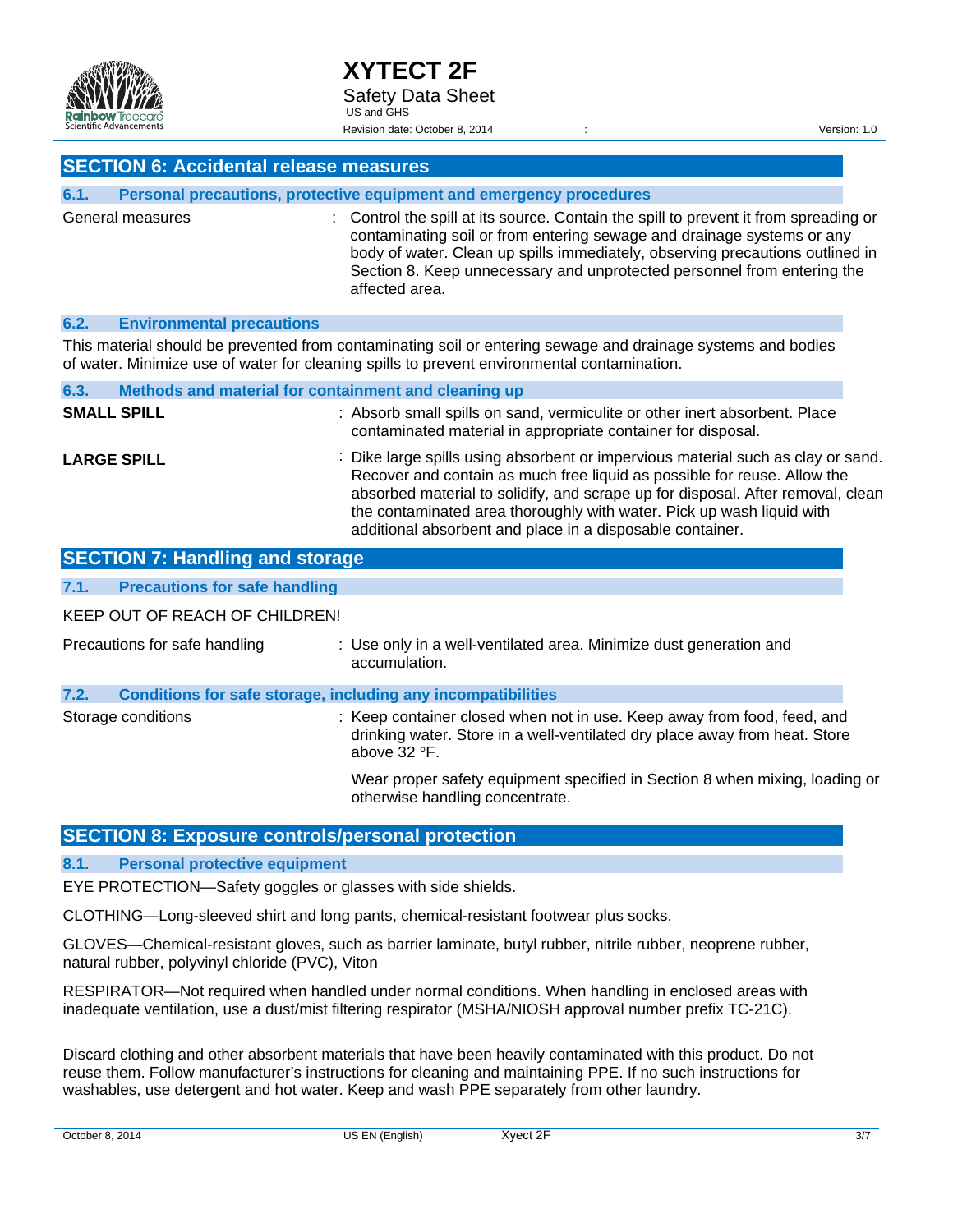## SECTION 6: Accidental release measures

### 6.1. Personal precautions, protective equipment and emergency procedures

General measures : Control the spill at its source. Contain the spill to prevent it from spreading or contaminating soil or from entering sewage and drainage systems or any body of water. Clean up spills immediately, observing precautions outlined in Section 8. Keep unnecessary and unprotected personnel from entering the affected area.

### 6.2. Environmental precautions

This material should be prevented from contaminating soil or entering sewage and drainage systems and bodies of water. Minimize use of water for cleaning spills to prevent environmental contamination.

### 6.3. Methods and material for containment and cleaning up

**SMALL SPILL** : Absorb small spills on sand, vermiculite or other inert absorbent. Place contaminated material in appropriate container for disposal.

**LARGE SPILL** : Dike large spills using absorbent or impervious material such as clay or sand. Recover and contain as much free liquid as possible for reuse. Allow the absorbed material to solidify, and scrape up for disposal. After removal, clean the contaminated area thoroughly with water. Pick up wash liquid with additional absorbent and place in a disposable container.

## SECTION 7: Handling and storage

### 7.1. Precautions for safe handling

KEEP OUT OF REACH OF CHILDREN!

Precautions for safe handling : Use only in a well-ventilated area. Minimize dust generation and accumulation.

### 7.2. Conditions for safe storage, including any incompatibilities

Storage conditions : Keep container closed when not in use. Keep away from food, feed, and drinking water. Store in a well-ventilated dry place away from heat. Store above 32 °F.

Wear proper safety equipment specified in Section 8 when mixing, loading or otherwise handling concentrate.

## SECTION 8: Exposure controls/personal protection

### 8.1. Personal protective equipment

EYE PROTECTION—Safety goggles or glasses with side shields.

CLOTHING—Long-sleeved shirt and long pants, chemical-resistant footwear plus socks.

GLOVES—Chemical-resistant gloves, such as barrier laminate, butyl rubber, nitrile rubber, neoprene rubber, natural rubber, polyvinyl chloride (PVC), Viton

RESPIRATOR—Not required when handled under normal conditions. When handling in enclosed areas with inadequate ventilation, use a dust/mist filtering respirator (MSHA/NIOSH approval number prefix TC-21C).

Discard clothing and other absorbent materials that have been heavily contaminated with this product. Do not reuse them. Follow manufacturer's instructions for cleaning and maintaining PPE. If no such instructions for washables, use detergent and hot water. Keep and wash PPE separately from other laundry.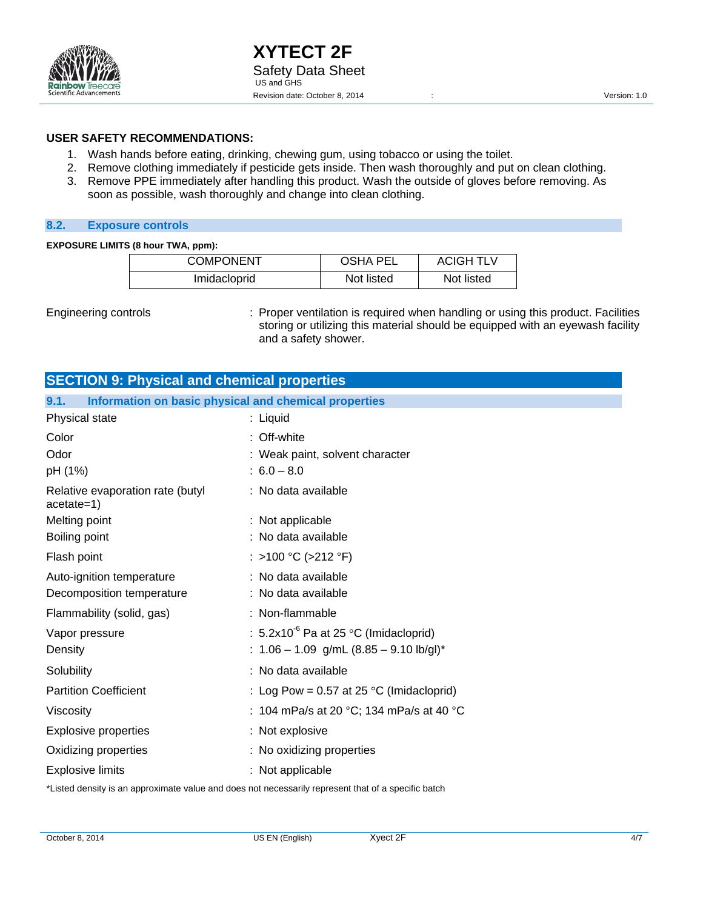**USER SAFETY RECOMMENDATIONS:**

1. Wash hands before eating, drinking, chewing gum, using tobacco or using the toilet.
2. Remove clothing immediately if pesticide gets inside. Then wash thoroughly and put on clean clothing.
3. Remove PPE immediately after handling this product. Wash the outside of gloves before removing. As soon as possible, wash thoroughly and change into clean clothing.

### 8.2. Exposure controls

**EXPOSURE LIMITS (8 hour TWA, ppm):**

| COMPONENT | OSHA PEL | ACIGH TLV |
|---|---|---|
| Imidacloprid | Not listed | Not listed |

Engineering controls : Proper ventilation is required when handling or using this product. Facilities storing or utilizing this material should be equipped with an eyewash facility and a safety shower.

## SECTION 9: Physical and chemical properties

### 9.1. Information on basic physical and chemical properties

| | |
|---|---|
| Physical state | : Liquid |
| Color | : Off-white |
| Odor | : Weak paint, solvent character |
| pH (1%) | : 6.0 – 8.0 |
| Relative evaporation rate (butyl acetate=1) | : No data available |
| Melting point | : Not applicable |
| Boiling point | : No data available |
| Flash point | : >100 °C (>212 °F) |
| Auto-ignition temperature | : No data available |
| Decomposition temperature | : No data available |
| Flammability (solid, gas) | : Non-flammable |
| Vapor pressure | : $5.2x10^{-6}$ Pa at 25 °C (Imidacloprid) |
| Density | : 1.06 – 1.09 g/mL (8.85 – 9.10 lb/gl)* |
| Solubility | : No data available |
| Partition Coefficient | : Log Pow = 0.57 at 25 °C (Imidacloprid) |
| Viscosity | : 104 mPa/s at 20 °C; 134 mPa/s at 40 °C |
| Explosive properties | : Not explosive |
| Oxidizing properties | : No oxidizing properties |
| Explosive limits | : Not applicable |

*Listed density is an approximate value and does not necessarily represent that of a specific batch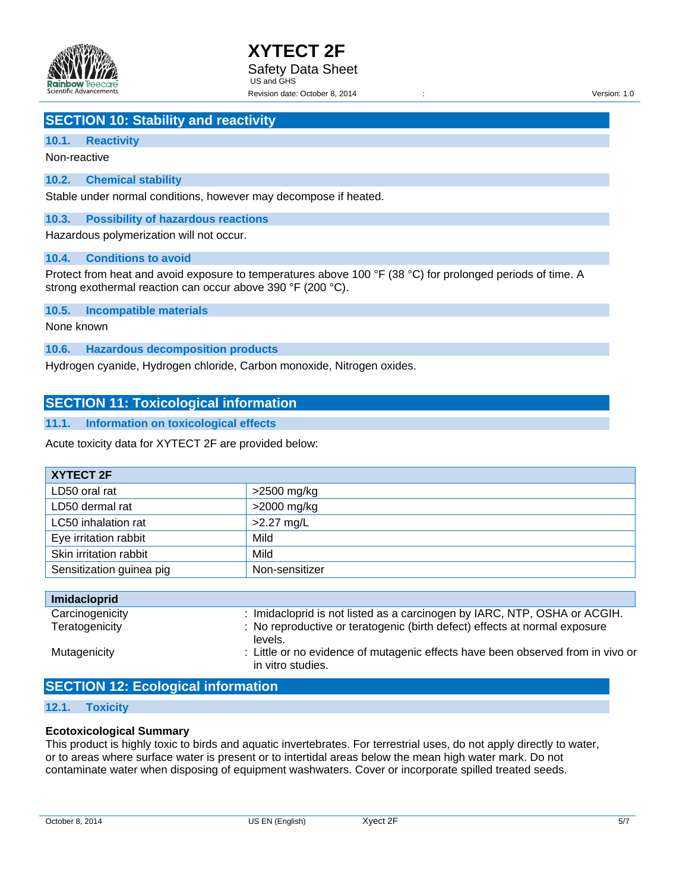## SECTION 10: Stability and reactivity

### 10.1. Reactivity

Non-reactive

### 10.2. Chemical stability

Stable under normal conditions, however may decompose if heated.

### 10.3. Possibility of hazardous reactions

Hazardous polymerization will not occur.

### 10.4. Conditions to avoid

Protect from heat and avoid exposure to temperatures above 100 °F (38 °C) for prolonged periods of time. A strong exothermal reaction can occur above 390 °F (200 °C).

### 10.5. Incompatible materials

None known

### 10.6. Hazardous decomposition products

Hydrogen cyanide, Hydrogen chloride, Carbon monoxide, Nitrogen oxides.

## SECTION 11: Toxicological information

### 11.1. Information on toxicological effects

Acute toxicity data for XYTECT 2F are provided below:

| XYTECT 2F | |
|---|---|
| LD50 oral rat | >2500 mg/kg |
| LD50 dermal rat | >2000 mg/kg |
| LC50 inhalation rat | >2.27 mg/L |
| Eye irritation rabbit | Mild |
| Skin irritation rabbit | Mild |
| Sensitization guinea pig | Non-sensitizer |

| Imidacloprid | |
|---|---|
| Carcinogenicity | : Imidacloprid is not listed as a carcinogen by IARC, NTP, OSHA or ACGIH. |
| Teratogenicity | : No reproductive or teratogenic (birth defect) effects at normal exposure levels. |
| Mutagenicity | : Little or no evidence of mutagenic effects have been observed from in vivo or in vitro studies. |

## SECTION 12: Ecological information

### 12.1. Toxicity

**Ecotoxicological Summary**

This product is highly toxic to birds and aquatic invertebrates. For terrestrial uses, do not apply directly to water, or to areas where surface water is present or to intertidal areas below the mean high water mark. Do not contaminate water when disposing of equipment washwaters. Cover or incorporate spilled treated seeds.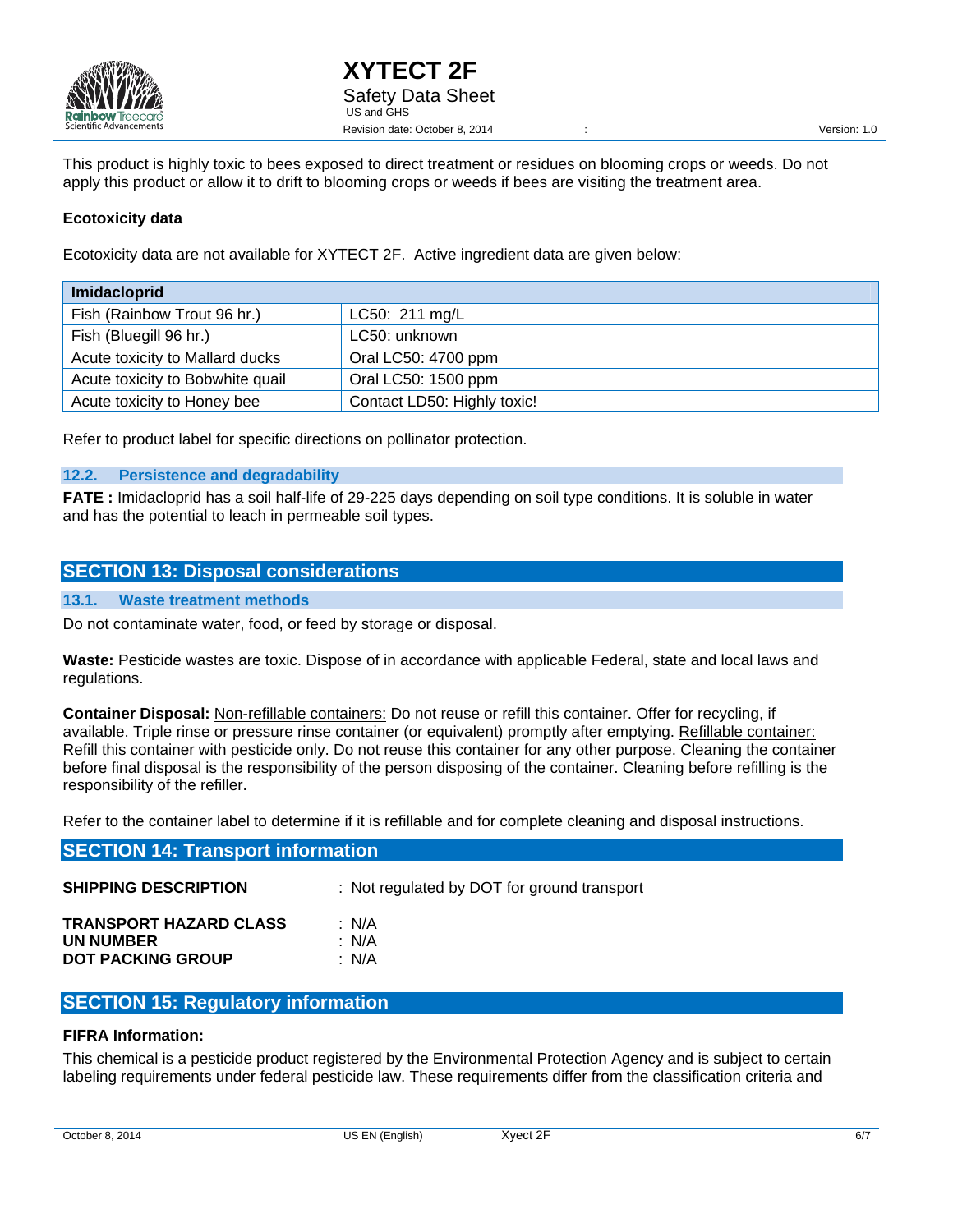This product is highly toxic to bees exposed to direct treatment or residues on blooming crops or weeds. Do not apply this product or allow it to drift to blooming crops or weeds if bees are visiting the treatment area.

**Ecotoxicity data**

Ecotoxicity data are not available for XYTECT 2F. Active ingredient data are given below:

| Imidacloprid | |
|---|---|
| Fish (Rainbow Trout 96 hr.) | LC50: 211 mg/L |
| Fish (Bluegill 96 hr.) | LC50: unknown |
| Acute toxicity to Mallard ducks | Oral LC50: 4700 ppm |
| Acute toxicity to Bobwhite quail | Oral LC50: 1500 ppm |
| Acute toxicity to Honey bee | Contact LD50: Highly toxic! |

Refer to product label for specific directions on pollinator protection.

### 12.2. Persistence and degradability

**FATE :** Imidacloprid has a soil half-life of 29-225 days depending on soil type conditions. It is soluble in water and has the potential to leach in permeable soil types.

## SECTION 13: Disposal considerations

### 13.1. Waste treatment methods

Do not contaminate water, food, or feed by storage or disposal.

**Waste:** Pesticide wastes are toxic. Dispose of in accordance with applicable Federal, state and local laws and regulations.

**Container Disposal:** Non-refillable containers: Do not reuse or refill this container. Offer for recycling, if available. Triple rinse or pressure rinse container (or equivalent) promptly after emptying. Refillable container: Refill this container with pesticide only. Do not reuse this container for any other purpose. Cleaning the container before final disposal is the responsibility of the person disposing of the container. Cleaning before refilling is the responsibility of the refiller.

Refer to the container label to determine if it is refillable and for complete cleaning and disposal instructions.

## SECTION 14: Transport information

**SHIPPING DESCRIPTION** : Not regulated by DOT for ground transport

**TRANSPORT HAZARD CLASS** : N/A
**UN NUMBER** : N/A
**DOT PACKING GROUP** : N/A

## SECTION 15: Regulatory information

**FIFRA Information:**

This chemical is a pesticide product registered by the Environmental Protection Agency and is subject to certain labeling requirements under federal pesticide law. These requirements differ from the classification criteria and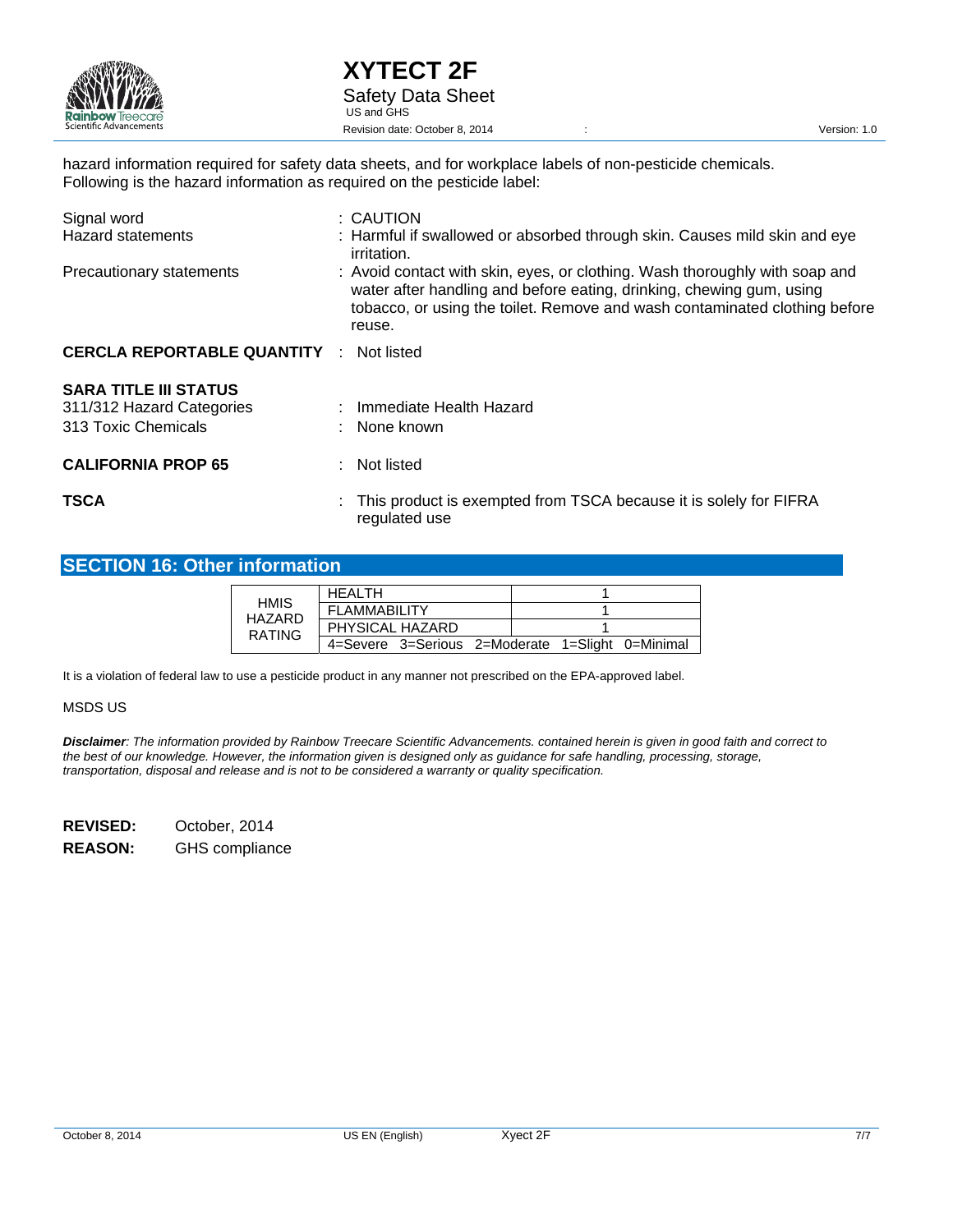hazard information required for safety data sheets, and for workplace labels of non-pesticide chemicals. Following is the hazard information as required on the pesticide label:

Signal word : CAUTION

Hazard statements : Harmful if swallowed or absorbed through skin. Causes mild skin and eye irritation.

Precautionary statements : Avoid contact with skin, eyes, or clothing. Wash thoroughly with soap and water after handling and before eating, drinking, chewing gum, using tobacco, or using the toilet. Remove and wash contaminated clothing before reuse.

**CERCLA REPORTABLE QUANTITY** : Not listed

**SARA TITLE III STATUS**

311/312 Hazard Categories : Immediate Health Hazard

313 Toxic Chemicals : None known

**CALIFORNIA PROP 65** : Not listed

**TSCA** : This product is exempted from TSCA because it is solely for FIFRA regulated use

## SECTION 16: Other information

| | | |
|---|---|---|
| HMIS HAZARD RATING | HEALTH | 1 |
| | FLAMMABILITY | 1 |
| | PHYSICAL HAZARD | 1 |
| | 4=Severe 3=Serious 2=Moderate 1=Slight 0=Minimal | |

It is a violation of federal law to use a pesticide product in any manner not prescribed on the EPA-approved label.

MSDS US

***Disclaimer**: The information provided by Rainbow Treecare Scientific Advancements. contained herein is given in good faith and correct to the best of our knowledge. However, the information given is designed only as guidance for safe handling, processing, storage, transportation, disposal and release and is not to be considered a warranty or quality specification.*

**REVISED:** October, 2014

**REASON:** GHS compliance